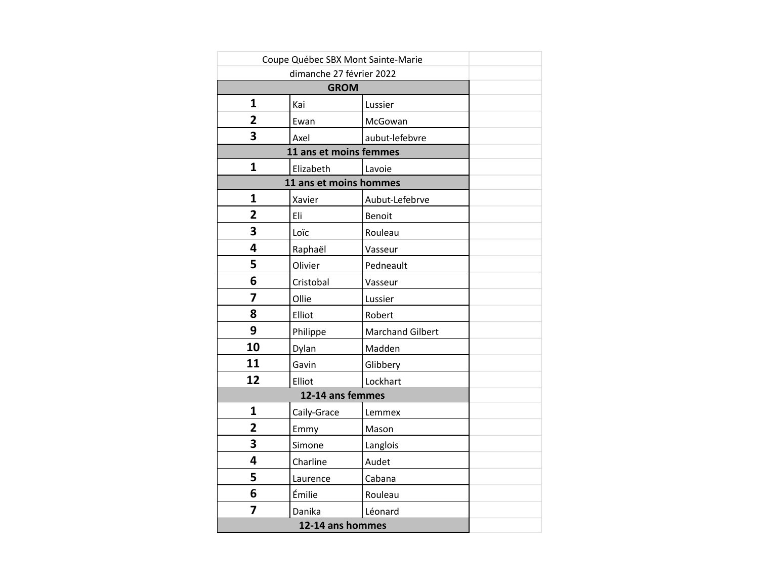Coupe Québec SBX Mont Sainte-Marie

dimanche 27 février 2022

## GROM

| | | |
|---|---|---|
| **1** | Kai | Lussier |
| **2** | Ewan | McGowan |
| **3** | Axel | aubut-lefebvre |

## 11 ans et moins femmes

| | | |
|---|---|---|
| **1** | Elizabeth | Lavoie |

## 11 ans et moins hommes

| | | |
|---|---|---|
| **1** | Xavier | Aubut-Lefebrve |
| **2** | Eli | Benoit |
| **3** | Loïc | Rouleau |
| **4** | Raphaël | Vasseur |
| **5** | Olivier | Pedneault |
| **6** | Cristobal | Vasseur |
| **7** | Ollie | Lussier |
| **8** | Elliot | Robert |
| **9** | Philippe | Marchand Gilbert |
| **10** | Dylan | Madden |
| **11** | Gavin | Glibbery |
| **12** | Elliot | Lockhart |

## 12-14 ans femmes

| | | |
|---|---|---|
| **1** | Caily-Grace | Lemmex |
| **2** | Emmy | Mason |
| **3** | Simone | Langlois |
| **4** | Charline | Audet |
| **5** | Laurence | Cabana |
| **6** | Émilie | Rouleau |
| **7** | Danika | Léonard |

## 12-14 ans hommes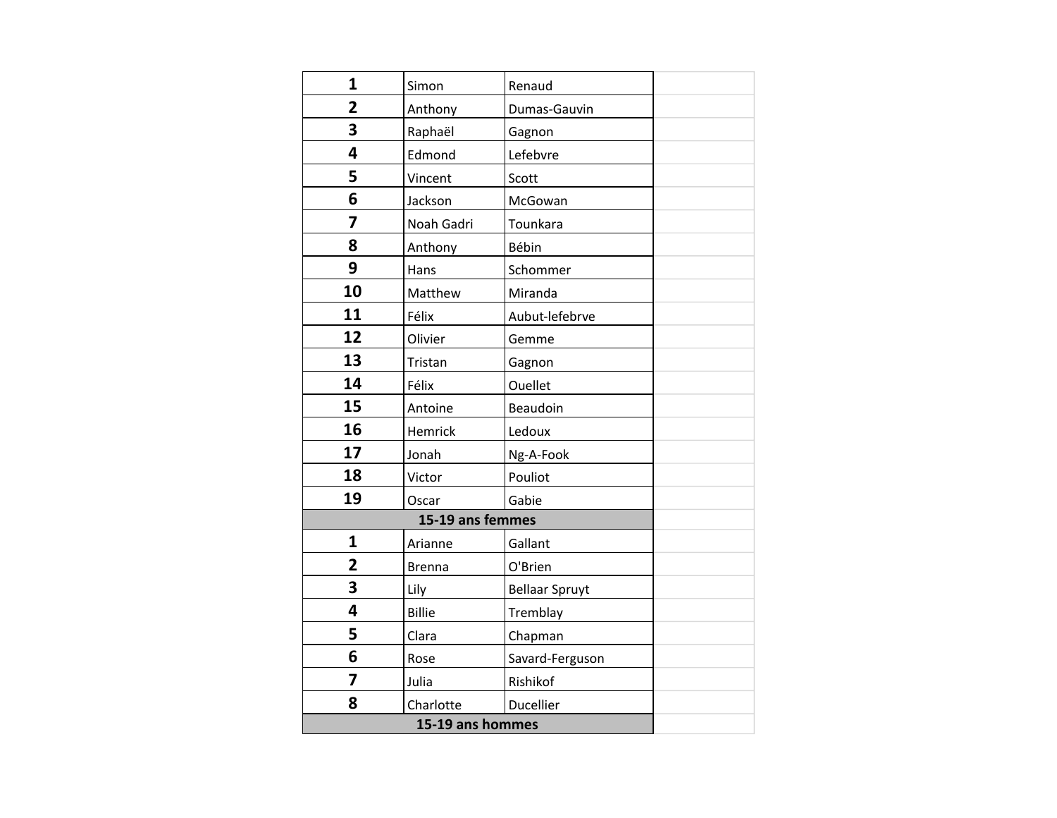| | | | |
|---|---|---|---|
| **1** | Simon | Renaud | |
| **2** | Anthony | Dumas-Gauvin | |
| **3** | Raphaël | Gagnon | |
| **4** | Edmond | Lefebvre | |
| **5** | Vincent | Scott | |
| **6** | Jackson | McGowan | |
| **7** | Noah Gadri | Tounkara | |
| **8** | Anthony | Bébin | |
| **9** | Hans | Schommer | |
| **10** | Matthew | Miranda | |
| **11** | Félix | Aubut-lefebrve | |
| **12** | Olivier | Gemme | |
| **13** | Tristan | Gagnon | |
| **14** | Félix | Ouellet | |
| **15** | Antoine | Beaudoin | |
| **16** | Hemrick | Ledoux | |
| **17** | Jonah | Ng-A-Fook | |
| **18** | Victor | Pouliot | |
| **19** | Oscar | Gabie | |
| **15-19 ans femmes** | | | |
| **1** | Arianne | Gallant | |
| **2** | Brenna | O'Brien | |
| **3** | Lily | Bellaar Spruyt | |
| **4** | Billie | Tremblay | |
| **5** | Clara | Chapman | |
| **6** | Rose | Savard-Ferguson | |
| **7** | Julia | Rishikof | |
| **8** | Charlotte | Ducellier | |
| **15-19 ans hommes** | | | |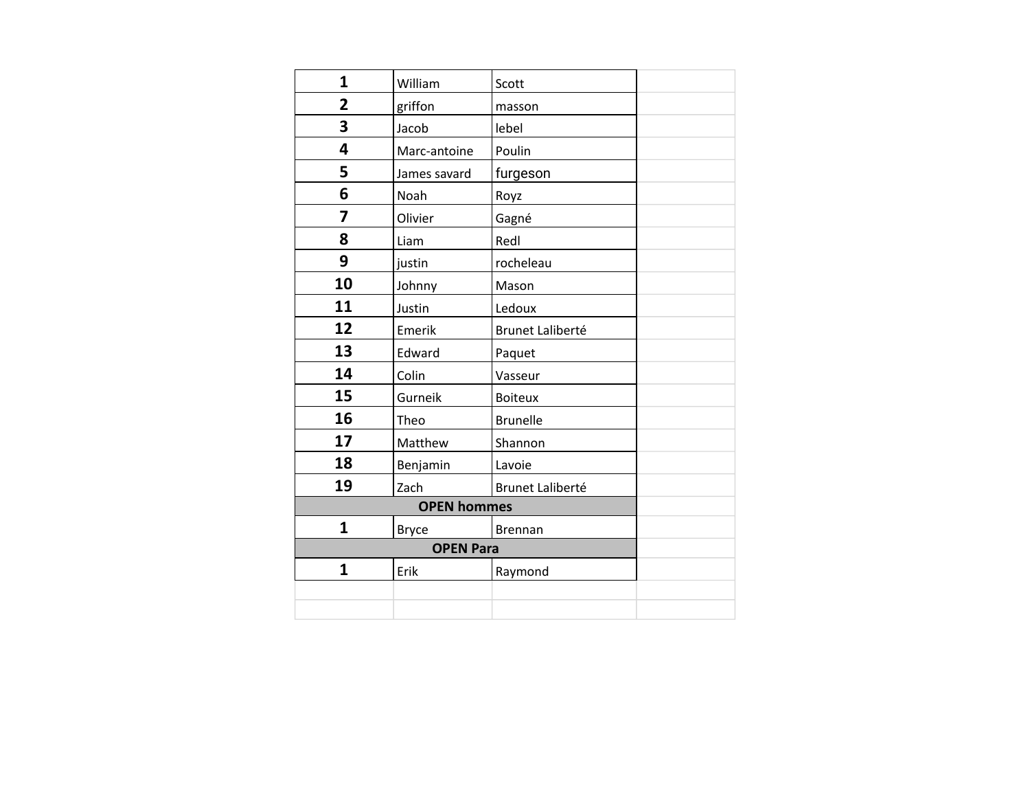| | | | |
|---|---|---|---|
| **1** | William | Scott | |
| **2** | griffon | masson | |
| **3** | Jacob | lebel | |
| **4** | Marc-antoine | Poulin | |
| **5** | James savard | furgeson | |
| **6** | Noah | Royz | |
| **7** | Olivier | Gagné | |
| **8** | Liam | Redl | |
| **9** | justin | rocheleau | |
| **10** | Johnny | Mason | |
| **11** | Justin | Ledoux | |
| **12** | Emerik | Brunet Laliberté | |
| **13** | Edward | Paquet | |
| **14** | Colin | Vasseur | |
| **15** | Gurneik | Boiteux | |
| **16** | Theo | Brunelle | |
| **17** | Matthew | Shannon | |
| **18** | Benjamin | Lavoie | |
| **19** | Zach | Brunet Laliberté | |
| **OPEN hommes** | | | |
| **1** | Bryce | Brennan | |
| **OPEN Para** | | | |
| **1** | Erik | Raymond | |